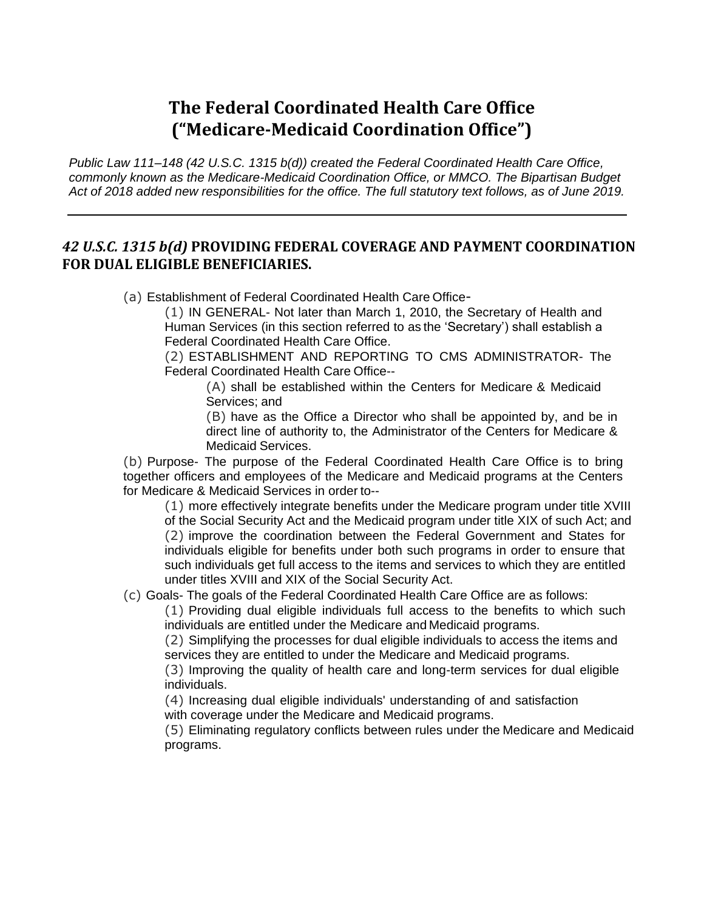# The Federal Coordinated Health Care Office ("Medicare-Medicaid Coordination Office")

*Public Law 111–148 (42 U.S.C. 1315 b(d)) created the Federal Coordinated Health Care Office, commonly known as the Medicare-Medicaid Coordination Office, or MMCO. The Bipartisan Budget Act of 2018 added new responsibilities for the office. The full statutory text follows, as of June 2019.*

---

## *42 U.S.C. 1315 b(d)* PROVIDING FEDERAL COVERAGE AND PAYMENT COORDINATION FOR DUAL ELIGIBLE BENEFICIARIES.

(a) Establishment of Federal Coordinated Health Care Office-

> (1) IN GENERAL- Not later than March 1, 2010, the Secretary of Health and Human Services (in this section referred to as the 'Secretary') shall establish a Federal Coordinated Health Care Office.
>
> (2) ESTABLISHMENT AND REPORTING TO CMS ADMINISTRATOR- The Federal Coordinated Health Care Office--
>
> > (A) shall be established within the Centers for Medicare & Medicaid Services; and
> >
> > (B) have as the Office a Director who shall be appointed by, and be in direct line of authority to, the Administrator of the Centers for Medicare & Medicaid Services.

(b) Purpose- The purpose of the Federal Coordinated Health Care Office is to bring together officers and employees of the Medicare and Medicaid programs at the Centers for Medicare & Medicaid Services in order to--

> (1) more effectively integrate benefits under the Medicare program under title XVIII of the Social Security Act and the Medicaid program under title XIX of such Act; and
>
> (2) improve the coordination between the Federal Government and States for individuals eligible for benefits under both such programs in order to ensure that such individuals get full access to the items and services to which they are entitled under titles XVIII and XIX of the Social Security Act.

(c) Goals- The goals of the Federal Coordinated Health Care Office are as follows:

> (1) Providing dual eligible individuals full access to the benefits to which such individuals are entitled under the Medicare and Medicaid programs.
>
> (2) Simplifying the processes for dual eligible individuals to access the items and services they are entitled to under the Medicare and Medicaid programs.
>
> (3) Improving the quality of health care and long-term services for dual eligible individuals.
>
> (4) Increasing dual eligible individuals' understanding of and satisfaction with coverage under the Medicare and Medicaid programs.
>
> (5) Eliminating regulatory conflicts between rules under the Medicare and Medicaid programs.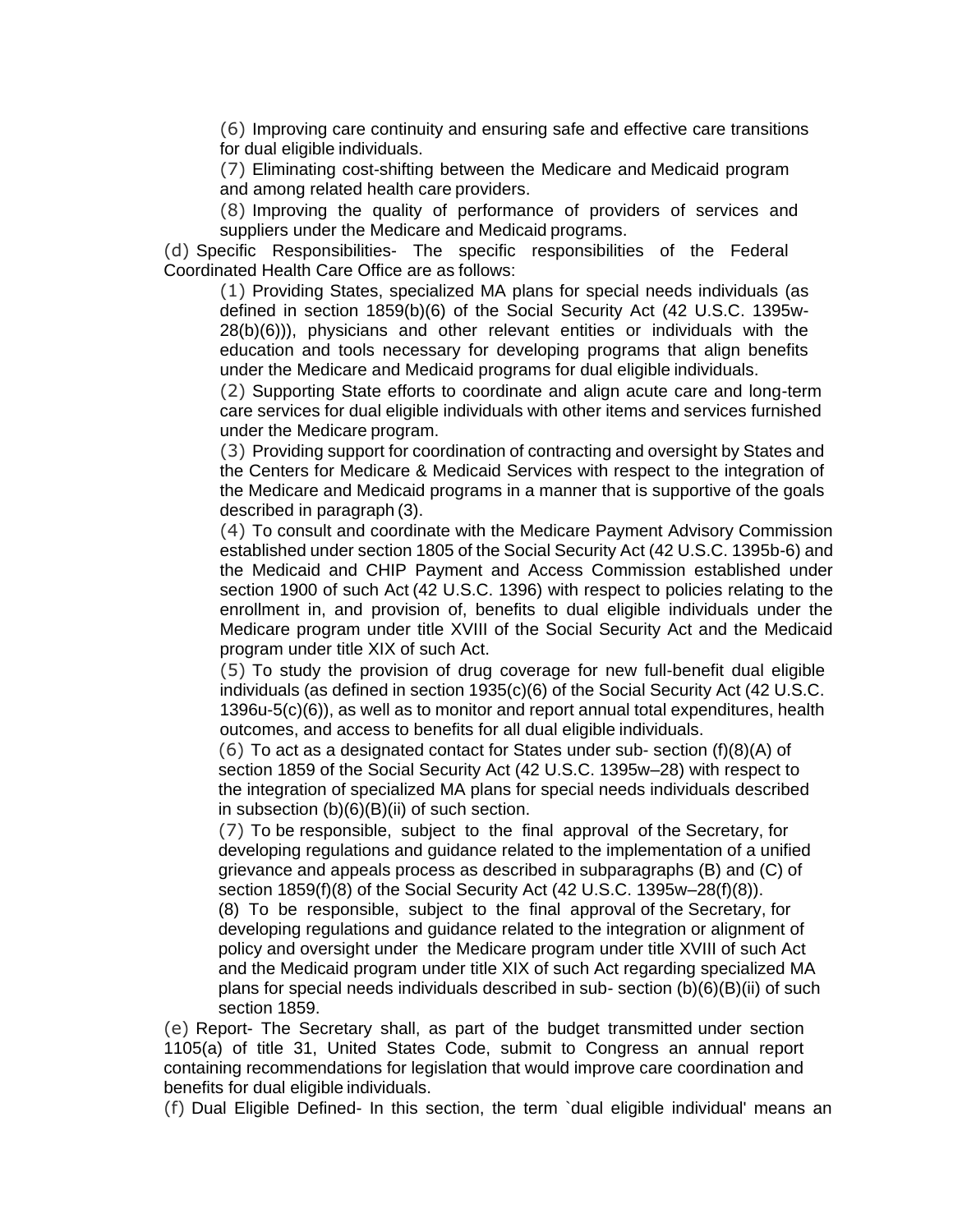(6) Improving care continuity and ensuring safe and effective care transitions for dual eligible individuals.

(7) Eliminating cost-shifting between the Medicare and Medicaid program and among related health care providers.

(8) Improving the quality of performance of providers of services and suppliers under the Medicare and Medicaid programs.

(d) Specific Responsibilities- The specific responsibilities of the Federal Coordinated Health Care Office are as follows:

(1) Providing States, specialized MA plans for special needs individuals (as defined in section 1859(b)(6) of the Social Security Act (42 U.S.C. 1395w-28(b)(6))), physicians and other relevant entities or individuals with the education and tools necessary for developing programs that align benefits under the Medicare and Medicaid programs for dual eligible individuals.

(2) Supporting State efforts to coordinate and align acute care and long-term care services for dual eligible individuals with other items and services furnished under the Medicare program.

(3) Providing support for coordination of contracting and oversight by States and the Centers for Medicare & Medicaid Services with respect to the integration of the Medicare and Medicaid programs in a manner that is supportive of the goals described in paragraph (3).

(4) To consult and coordinate with the Medicare Payment Advisory Commission established under section 1805 of the Social Security Act (42 U.S.C. 1395b-6) and the Medicaid and CHIP Payment and Access Commission established under section 1900 of such Act (42 U.S.C. 1396) with respect to policies relating to the enrollment in, and provision of, benefits to dual eligible individuals under the Medicare program under title XVIII of the Social Security Act and the Medicaid program under title XIX of such Act.

(5) To study the provision of drug coverage for new full-benefit dual eligible individuals (as defined in section 1935(c)(6) of the Social Security Act (42 U.S.C. 1396u-5(c)(6)), as well as to monitor and report annual total expenditures, health outcomes, and access to benefits for all dual eligible individuals.

(6) To act as a designated contact for States under sub- section (f)(8)(A) of section 1859 of the Social Security Act (42 U.S.C. 1395w–28) with respect to the integration of specialized MA plans for special needs individuals described in subsection (b)(6)(B)(ii) of such section.

(7) To be responsible, subject to the final approval of the Secretary, for developing regulations and guidance related to the implementation of a unified grievance and appeals process as described in subparagraphs (B) and (C) of section 1859(f)(8) of the Social Security Act (42 U.S.C. 1395w–28(f)(8)).

(8) To be responsible, subject to the final approval of the Secretary, for developing regulations and guidance related to the integration or alignment of policy and oversight under the Medicare program under title XVIII of such Act and the Medicaid program under title XIX of such Act regarding specialized MA plans for special needs individuals described in sub- section (b)(6)(B)(ii) of such section 1859.

(e) Report- The Secretary shall, as part of the budget transmitted under section 1105(a) of title 31, United States Code, submit to Congress an annual report containing recommendations for legislation that would improve care coordination and benefits for dual eligible individuals.

(f) Dual Eligible Defined- In this section, the term `dual eligible individual' means an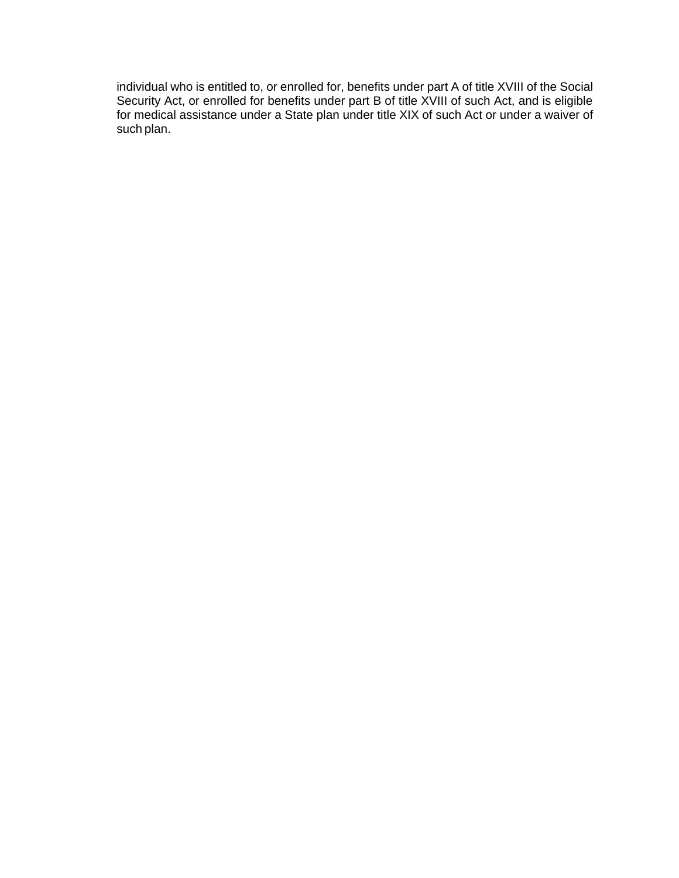individual who is entitled to, or enrolled for, benefits under part A of title XVIII of the Social Security Act, or enrolled for benefits under part B of title XVIII of such Act, and is eligible for medical assistance under a State plan under title XIX of such Act or under a waiver of such plan.